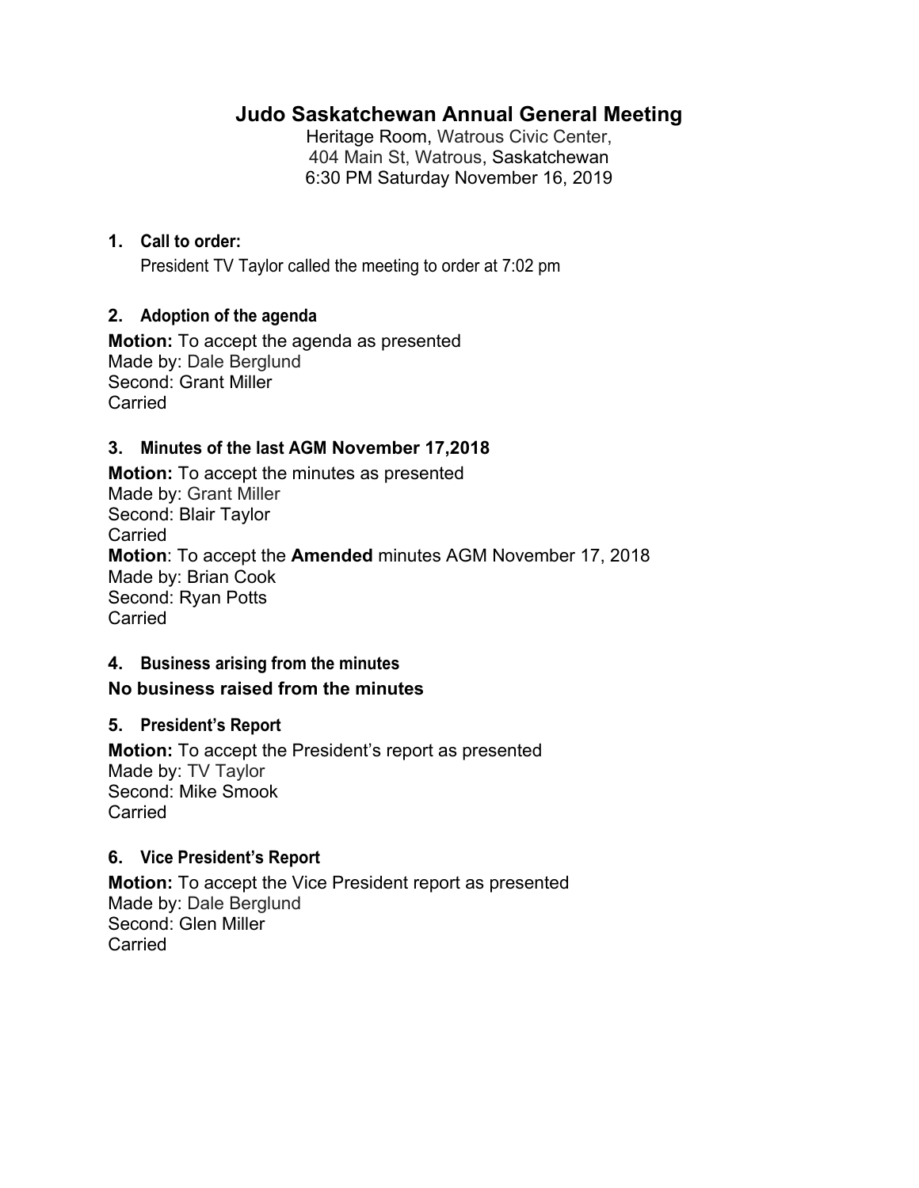# Judo Saskatchewan Annual General Meeting

Heritage Room, Watrous Civic Center,
404 Main St, Watrous, Saskatchewan
6:30 PM Saturday November 16, 2019

### 1. Call to order:

President TV Taylor called the meeting to order at 7:02 pm

### 2. Adoption of the agenda

**Motion:** To accept the agenda as presented
Made by: Dale Berglund
Second: Grant Miller
Carried

### 3. Minutes of the last AGM November 17,2018

**Motion:** To accept the minutes as presented
Made by: Grant Miller
Second: Blair Taylor
Carried
**Motion**: To accept the **Amended** minutes AGM November 17, 2018
Made by: Brian Cook
Second: Ryan Potts
Carried

### 4. Business arising from the minutes

**No business raised from the minutes**

### 5. President's Report

**Motion:** To accept the President's report as presented
Made by: TV Taylor
Second: Mike Smook
Carried

### 6. Vice President's Report

**Motion:** To accept the Vice President report as presented
Made by: Dale Berglund
Second: Glen Miller
Carried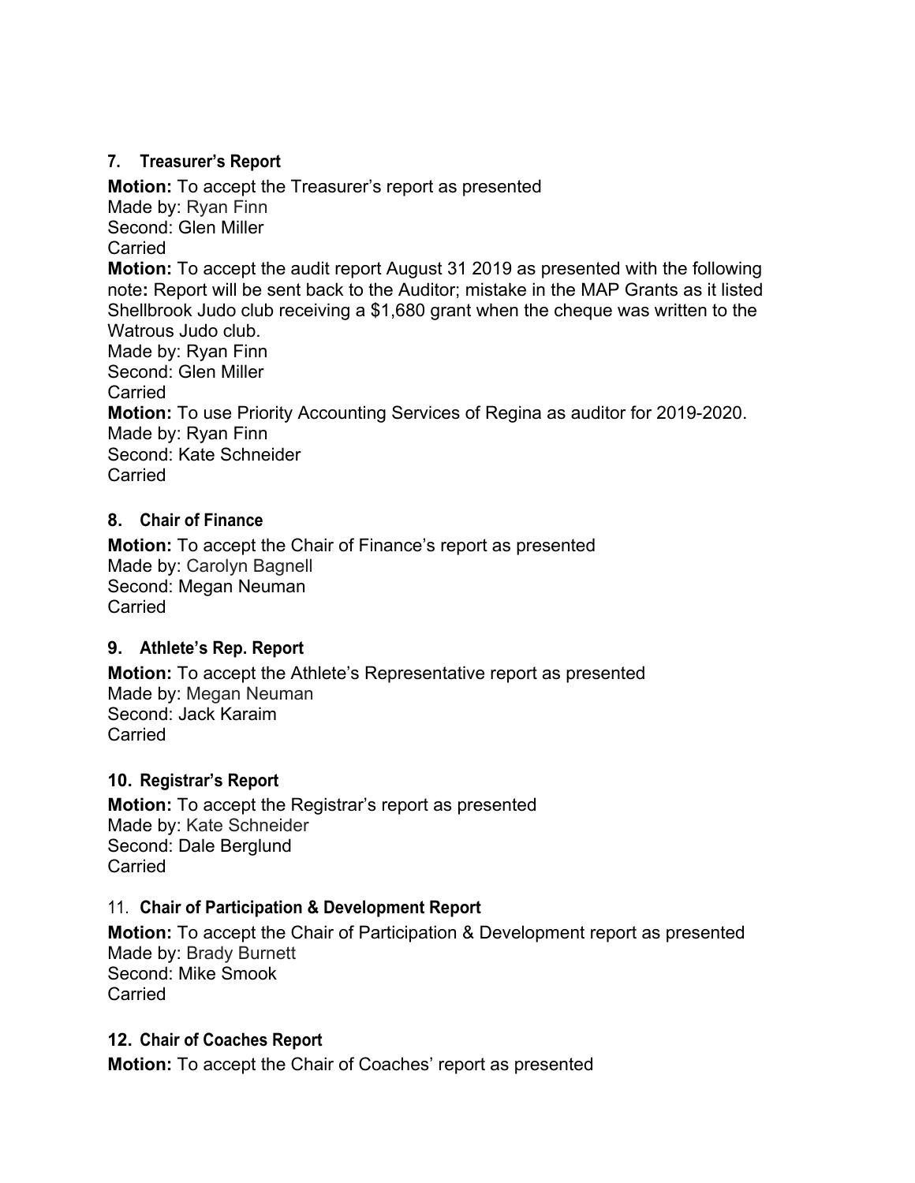### 7. Treasurer's Report

**Motion:** To accept the Treasurer's report as presented
Made by: Ryan Finn
Second: Glen Miller
Carried

**Motion:** To accept the audit report August 31 2019 as presented with the following note**:** Report will be sent back to the Auditor; mistake in the MAP Grants as it listed Shellbrook Judo club receiving a $1,680 grant when the cheque was written to the Watrous Judo club.
Made by: Ryan Finn
Second: Glen Miller
Carried

**Motion:** To use Priority Accounting Services of Regina as auditor for 2019-2020.
Made by: Ryan Finn
Second: Kate Schneider
Carried

### 8. Chair of Finance

**Motion:** To accept the Chair of Finance's report as presented
Made by: Carolyn Bagnell
Second: Megan Neuman
Carried

### 9. Athlete's Rep. Report

**Motion:** To accept the Athlete's Representative report as presented
Made by: Megan Neuman
Second: Jack Karaim
Carried

### 10. Registrar's Report

**Motion:** To accept the Registrar's report as presented
Made by: Kate Schneider
Second: Dale Berglund
Carried

### 11. Chair of Participation & Development Report

**Motion:** To accept the Chair of Participation & Development report as presented
Made by: Brady Burnett
Second: Mike Smook
Carried

### 12. Chair of Coaches Report

**Motion:** To accept the Chair of Coaches' report as presented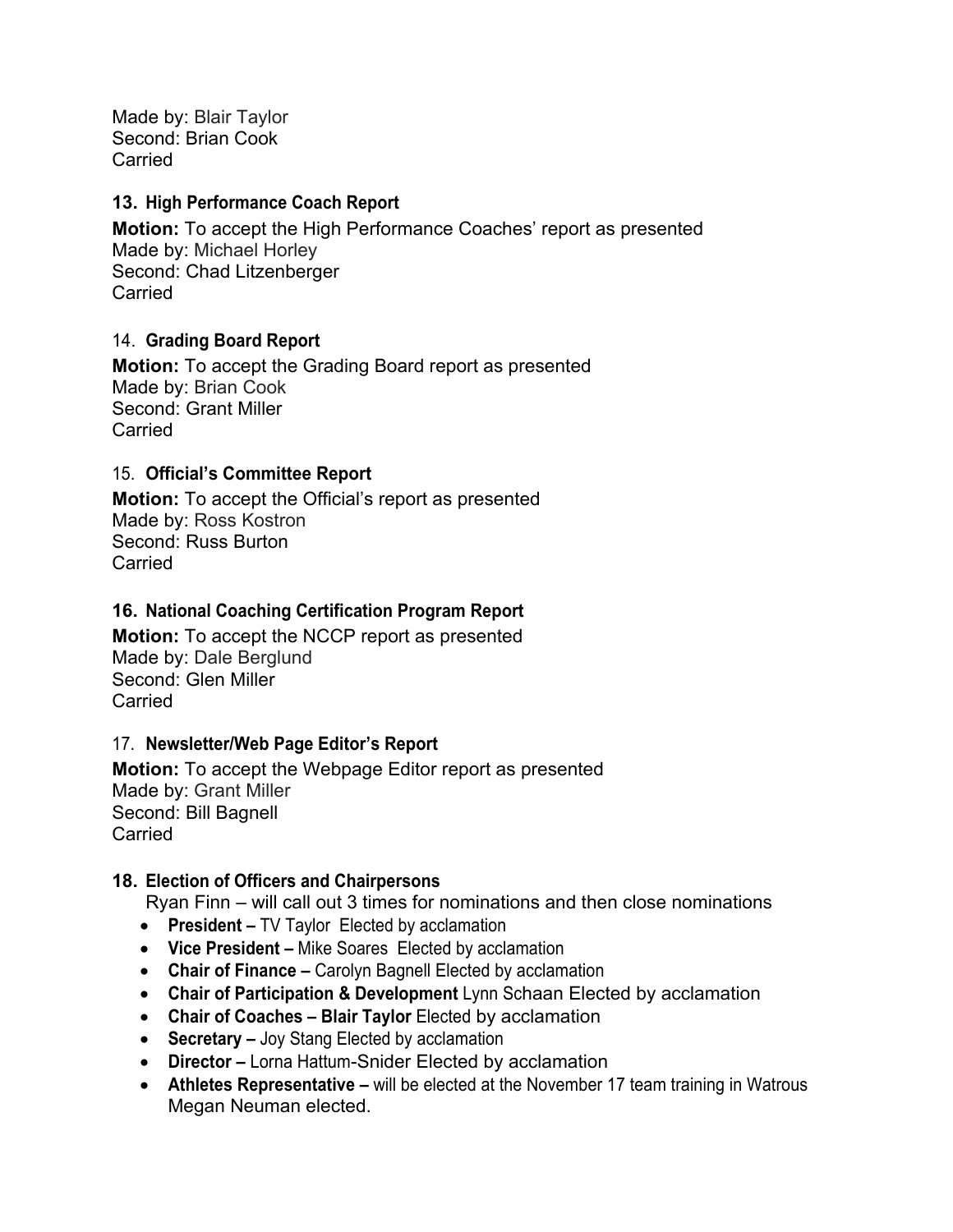Made by: Blair Taylor
Second: Brian Cook
Carried

### 13. High Performance Coach Report

**Motion:** To accept the High Performance Coaches' report as presented
Made by: Michael Horley
Second: Chad Litzenberger
Carried

### 14. Grading Board Report

**Motion:** To accept the Grading Board report as presented
Made by: Brian Cook
Second: Grant Miller
Carried

### 15. Official's Committee Report

**Motion:** To accept the Official's report as presented
Made by: Ross Kostron
Second: Russ Burton
Carried

### 16. National Coaching Certification Program Report

**Motion:** To accept the NCCP report as presented
Made by: Dale Berglund
Second: Glen Miller
Carried

### 17. Newsletter/Web Page Editor's Report

**Motion:** To accept the Webpage Editor report as presented
Made by: Grant Miller
Second: Bill Bagnell
Carried

### 18. Election of Officers and Chairpersons

Ryan Finn – will call out 3 times for nominations and then close nominations

- **President –** TV Taylor Elected by acclamation
- **Vice President –** Mike Soares Elected by acclamation
- **Chair of Finance –** Carolyn Bagnell Elected by acclamation
- **Chair of Participation & Development** Lynn Schaan Elected by acclamation
- **Chair of Coaches – Blair Taylor** Elected by acclamation
- **Secretary –** Joy Stang Elected by acclamation
- **Director –** Lorna Hattum-Snider Elected by acclamation
- **Athletes Representative –** will be elected at the November 17 team training in Watrous Megan Neuman elected.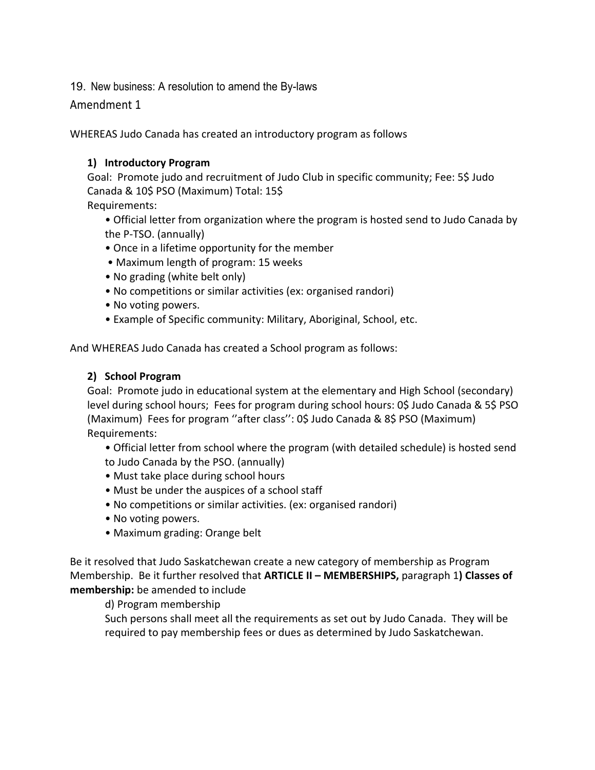19. New business: A resolution to amend the By-laws

## Amendment 1

WHEREAS Judo Canada has created an introductory program as follows

**1) Introductory Program**

Goal: Promote judo and recruitment of Judo Club in specific community; Fee: 5$ Judo Canada & 10$ PSO (Maximum) Total: 15$

Requirements:

- Official letter from organization where the program is hosted send to Judo Canada by the P-TSO. (annually)
- Once in a lifetime opportunity for the member
- Maximum length of program: 15 weeks
- No grading (white belt only)
- No competitions or similar activities (ex: organised randori)
- No voting powers.
- Example of Specific community: Military, Aboriginal, School, etc.

And WHEREAS Judo Canada has created a School program as follows:

**2) School Program**

Goal: Promote judo in educational system at the elementary and High School (secondary) level during school hours; Fees for program during school hours: 0$ Judo Canada & 5$ PSO (Maximum) Fees for program ''after class'': 0$ Judo Canada & 8$ PSO (Maximum)

Requirements:

- Official letter from school where the program (with detailed schedule) is hosted send to Judo Canada by the PSO. (annually)
- Must take place during school hours
- Must be under the auspices of a school staff
- No competitions or similar activities. (ex: organised randori)
- No voting powers.
- Maximum grading: Orange belt

Be it resolved that Judo Saskatchewan create a new category of membership as Program Membership. Be it further resolved that **ARTICLE II – MEMBERSHIPS,** paragraph 1**) Classes of membership:** be amended to include

d) Program membership

Such persons shall meet all the requirements as set out by Judo Canada. They will be required to pay membership fees or dues as determined by Judo Saskatchewan.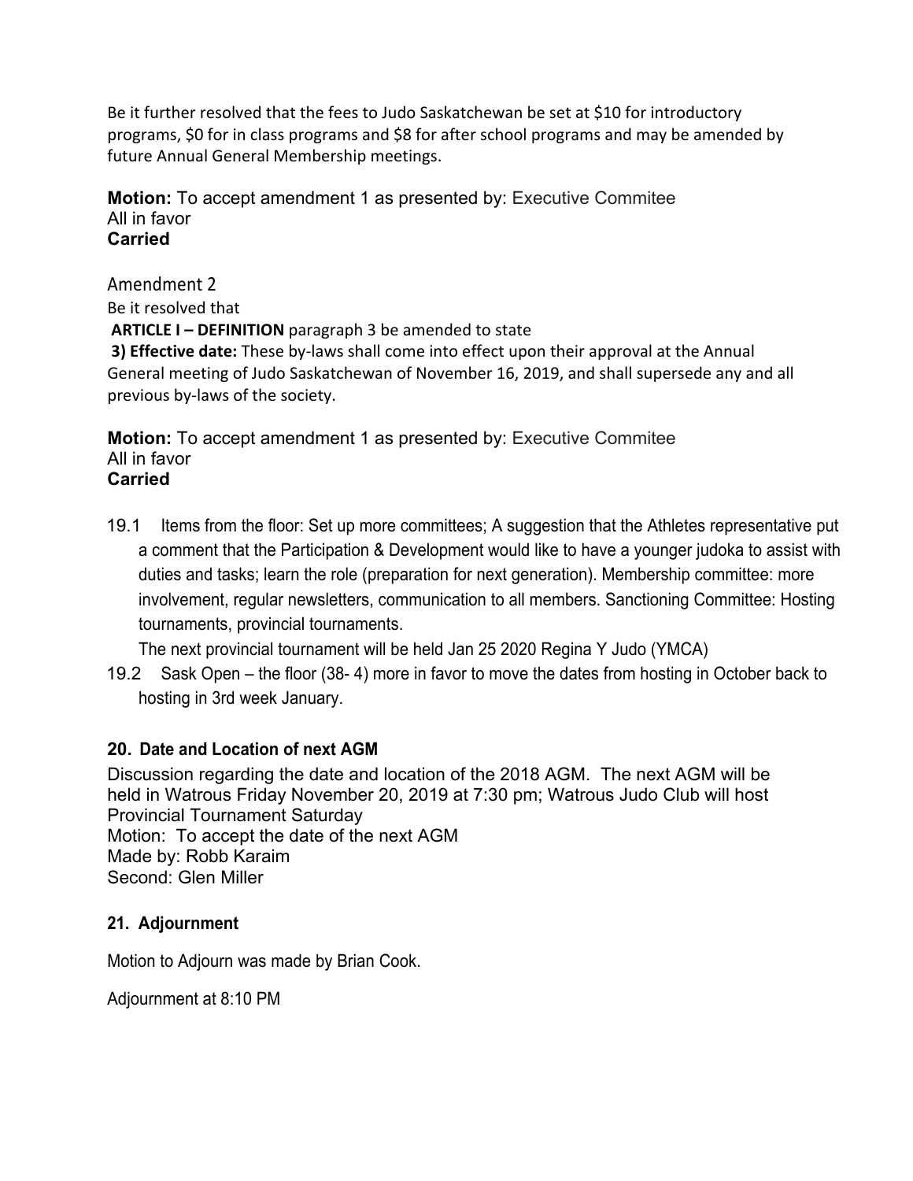Be it further resolved that the fees to Judo Saskatchewan be set at $10 for introductory programs, $0 for in class programs and $8 for after school programs and may be amended by future Annual General Membership meetings.

**Motion:** To accept amendment 1 as presented by: Executive Commitee
All in favor
**Carried**

Amendment 2
Be it resolved that
**ARTICLE I – DEFINITION** paragraph 3 be amended to state
**3) Effective date:** These by-laws shall come into effect upon their approval at the Annual General meeting of Judo Saskatchewan of November 16, 2019, and shall supersede any and all previous by-laws of the society.

**Motion:** To accept amendment 1 as presented by: Executive Commitee
All in favor
**Carried**

19.1 Items from the floor: Set up more committees; A suggestion that the Athletes representative put a comment that the Participation & Development would like to have a younger judoka to assist with duties and tasks; learn the role (preparation for next generation). Membership committee: more involvement, regular newsletters, communication to all members. Sanctioning Committee: Hosting tournaments, provincial tournaments.
The next provincial tournament will be held Jan 25 2020 Regina Y Judo (YMCA)

19.2 Sask Open – the floor (38- 4) more in favor to move the dates from hosting in October back to hosting in 3rd week January.

### 20. Date and Location of next AGM

Discussion regarding the date and location of the 2018 AGM. The next AGM will be held in Watrous Friday November 20, 2019 at 7:30 pm; Watrous Judo Club will host Provincial Tournament Saturday
Motion: To accept the date of the next AGM
Made by: Robb Karaim
Second: Glen Miller

### 21. Adjournment

Motion to Adjourn was made by Brian Cook.

Adjournment at 8:10 PM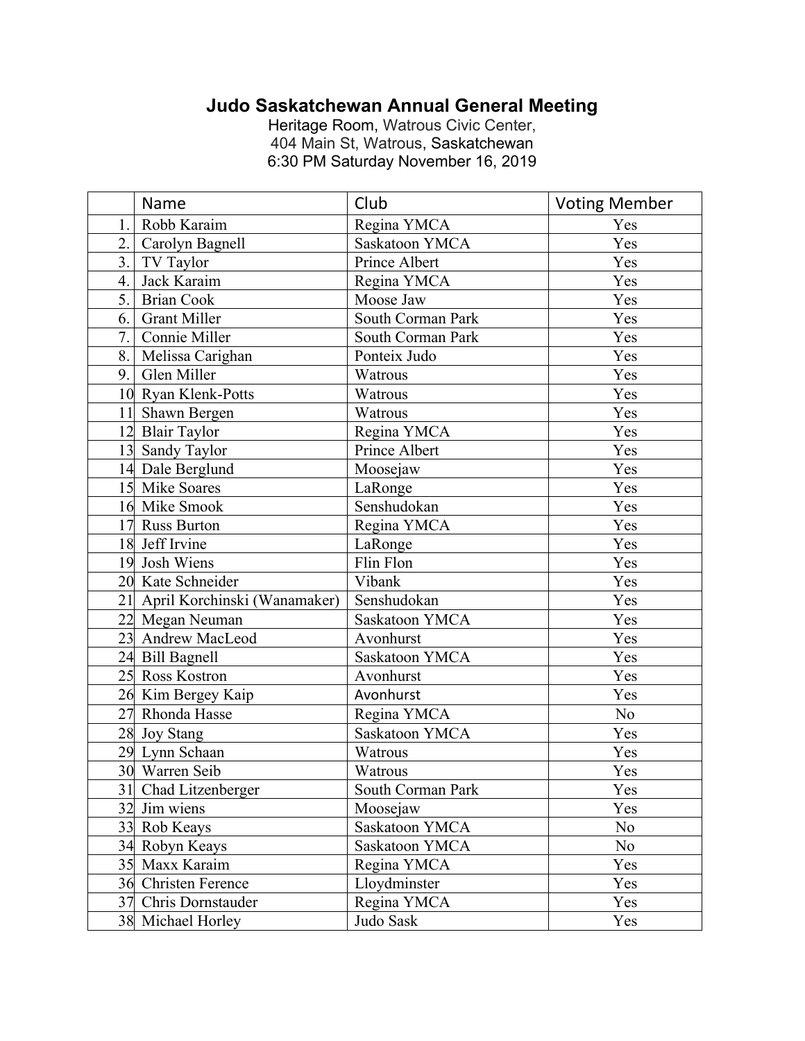# Judo Saskatchewan Annual General Meeting

Heritage Room, Watrous Civic Center,
404 Main St, Watrous, Saskatchewan
6:30 PM Saturday November 16, 2019

| | Name | Club | Voting Member |
|---|---|---|---|
| 1. | Robb Karaim | Regina YMCA | Yes |
| 2. | Carolyn Bagnell | Saskatoon YMCA | Yes |
| 3. | TV Taylor | Prince Albert | Yes |
| 4. | Jack Karaim | Regina YMCA | Yes |
| 5. | Brian Cook | Moose Jaw | Yes |
| 6. | Grant Miller | South Corman Park | Yes |
| 7. | Connie Miller | South Corman Park | Yes |
| 8. | Melissa Carighan | Ponteix Judo | Yes |
| 9. | Glen Miller | Watrous | Yes |
| 10 | Ryan Klenk-Potts | Watrous | Yes |
| 11 | Shawn Bergen | Watrous | Yes |
| 12 | Blair Taylor | Regina YMCA | Yes |
| 13 | Sandy Taylor | Prince Albert | Yes |
| 14 | Dale Berglund | Moosejaw | Yes |
| 15 | Mike Soares | LaRonge | Yes |
| 16 | Mike Smook | Senshudokan | Yes |
| 17 | Russ Burton | Regina YMCA | Yes |
| 18 | Jeff Irvine | LaRonge | Yes |
| 19 | Josh Wiens | Flin Flon | Yes |
| 20 | Kate Schneider | Vibank | Yes |
| 21 | April Korchinski (Wanamaker) | Senshudokan | Yes |
| 22 | Megan Neuman | Saskatoon YMCA | Yes |
| 23 | Andrew MacLeod | Avonhurst | Yes |
| 24 | Bill Bagnell | Saskatoon YMCA | Yes |
| 25 | Ross Kostron | Avonhurst | Yes |
| 26 | Kim Bergey Kaip | Avonhurst | Yes |
| 27 | Rhonda Hasse | Regina YMCA | No |
| 28 | Joy Stang | Saskatoon YMCA | Yes |
| 29 | Lynn Schaan | Watrous | Yes |
| 30 | Warren Seib | Watrous | Yes |
| 31 | Chad Litzenberger | South Corman Park | Yes |
| 32 | Jim wiens | Moosejaw | Yes |
| 33 | Rob Keays | Saskatoon YMCA | No |
| 34 | Robyn Keays | Saskatoon YMCA | No |
| 35 | Maxx Karaim | Regina YMCA | Yes |
| 36 | Christen Ference | Lloydminster | Yes |
| 37 | Chris Dornstauder | Regina YMCA | Yes |
| 38 | Michael Horley | Judo Sask | Yes |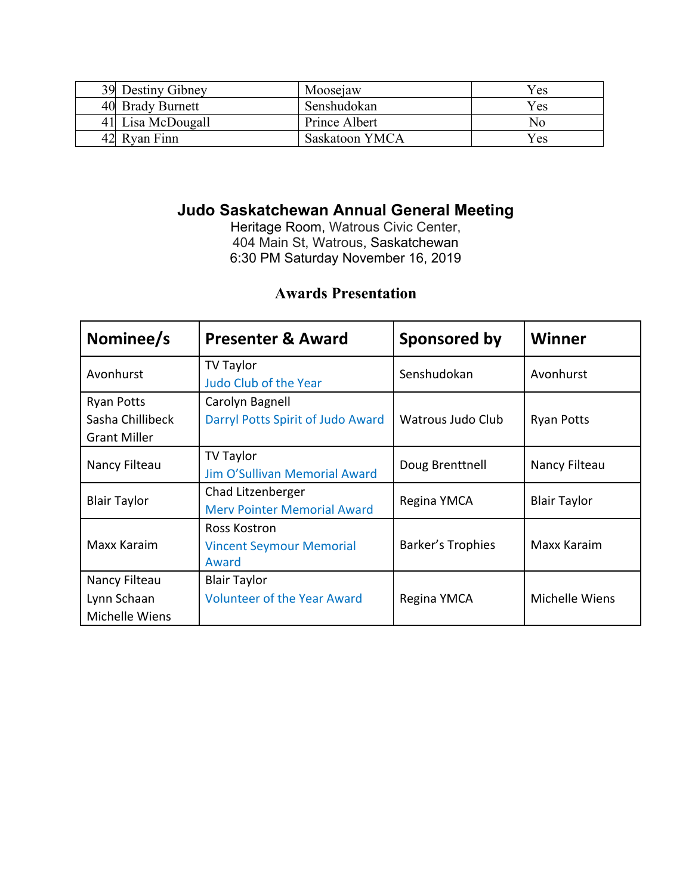| | | |
|---|---|---|
| 39 Destiny Gibney | Moosejaw | Yes |
| 40 Brady Burnett | Senshudokan | Yes |
| 41 Lisa McDougall | Prince Albert | No |
| 42 Ryan Finn | Saskatoon YMCA | Yes |

## Judo Saskatchewan Annual General Meeting

Heritage Room, Watrous Civic Center,
404 Main St, Watrous, Saskatchewan
6:30 PM Saturday November 16, 2019

### Awards Presentation

| Nominee/s | Presenter & Award | Sponsored by | Winner |
|---|---|---|---|
| Avonhurst | TV Taylor<br>Judo Club of the Year | Senshudokan | Avonhurst |
| Ryan Potts<br>Sasha Chillibeck<br>Grant Miller | Carolyn Bagnell<br>Darryl Potts Spirit of Judo Award | Watrous Judo Club | Ryan Potts |
| Nancy Filteau | TV Taylor<br>Jim O'Sullivan Memorial Award | Doug Brenttnell | Nancy Filteau |
| Blair Taylor | Chad Litzenberger<br>Merv Pointer Memorial Award | Regina YMCA | Blair Taylor |
| Maxx Karaim | Ross Kostron<br>Vincent Seymour Memorial Award | Barker's Trophies | Maxx Karaim |
| Nancy Filteau<br>Lynn Schaan<br>Michelle Wiens | Blair Taylor<br>Volunteer of the Year Award | Regina YMCA | Michelle Wiens |